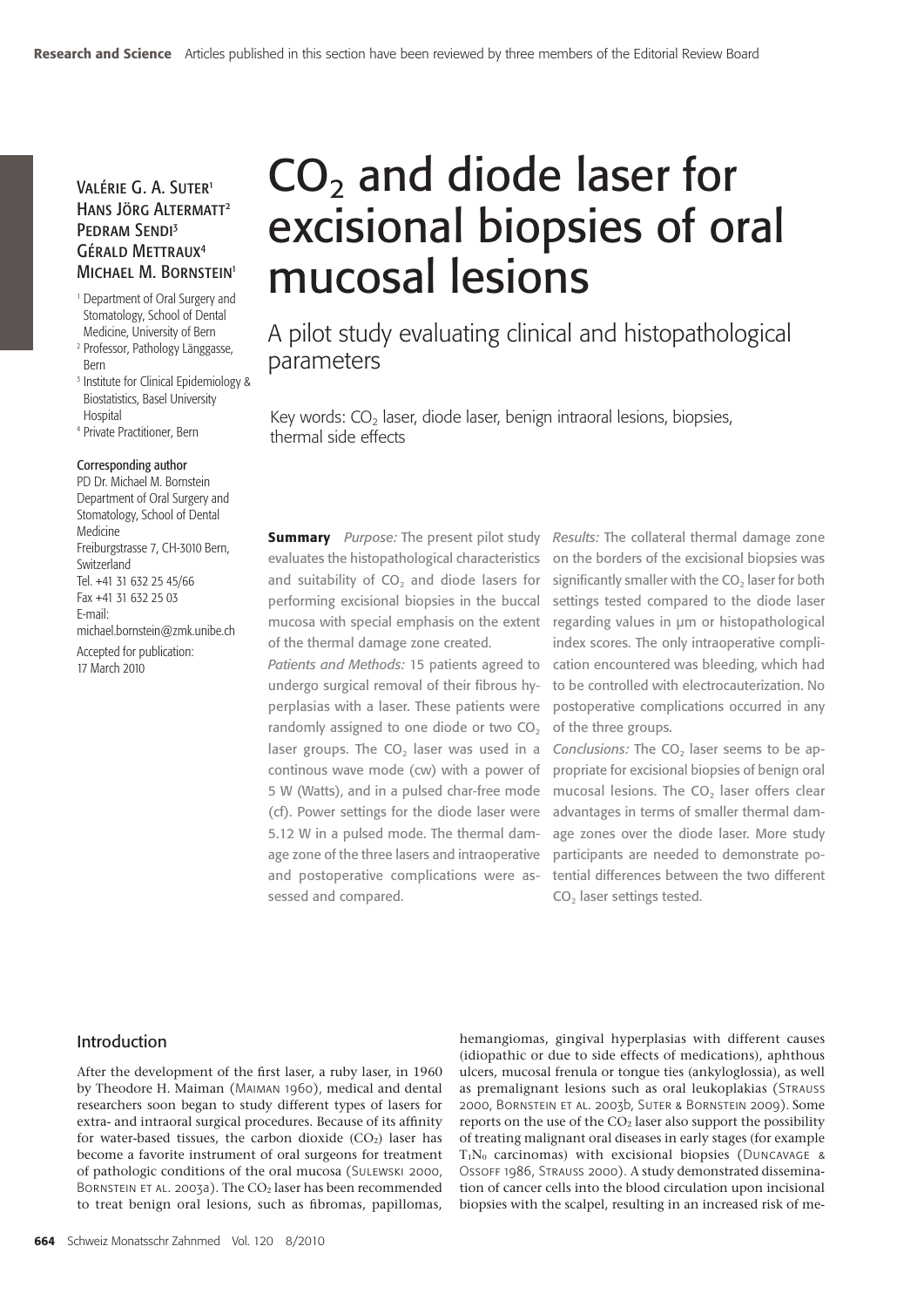# $CO_2$ and diode laser for excisional biopsies of oral mucosal lesions

## A pilot study evaluating clinical and histopathological parameters

Valérie G. A. Suter[1]
Hans Jörg Altermatt[2]
Pedram Sendi[3]
Gérald Mettraux[4]
Michael M. Bornstein[1]

[1] Department of Oral Surgery and Stomatology, School of Dental Medicine, University of Bern
[2] Professor, Pathology Länggasse, Bern
[3] Institute for Clinical Epidemiology & Biostatistics, Basel University Hospital
[4] Private Practitioner, Bern

**Corresponding author**
PD Dr. Michael M. Bornstein
Department of Oral Surgery and Stomatology, School of Dental Medicine
Freiburgstrasse 7, CH-3010 Bern, Switzerland
Tel. +41 31 632 25 45/66
Fax +41 31 632 25 03
E-mail: michael.bornstein@zmk.unibe.ch

Accepted for publication: 17 March 2010

Key words: $CO_2$ laser, diode laser, benign intraoral lesions, biopsies, thermal side effects

**Summary** *Purpose:* The present pilot study evaluates the histopathological characteristics and suitability of $CO_2$ and diode lasers for performing excisional biopsies in the buccal mucosa with special emphasis on the extent of the thermal damage zone created.

*Patients and Methods:* 15 patients agreed to undergo surgical removal of their fibrous hyperplasias with a laser. These patients were randomly assigned to one diode or two $CO_2$ laser groups. The $CO_2$ laser was used in a continous wave mode (cw) with a power of 5 W (Watts), and in a pulsed char-free mode (cf). Power settings for the diode laser were 5.12 W in a pulsed mode. The thermal damage zone of the three lasers and intraoperative and postoperative complications were assessed and compared.

*Results:* The collateral thermal damage zone on the borders of the excisional biopsies was significantly smaller with the $CO_2$ laser for both settings tested compared to the diode laser regarding values in µm or histopathological index scores. The only intraoperative complication encountered was bleeding, which had to be controlled with electrocauterization. No postoperative complications occurred in any of the three groups.

*Conclusions:* The $CO_2$ laser seems to be appropriate for excisional biopsies of benign oral mucosal lesions. The $CO_2$ laser offers clear advantages in terms of smaller thermal damage zones over the diode laser. More study participants are needed to demonstrate potential differences between the two different $CO_2$ laser settings tested.

## Introduction

After the development of the first laser, a ruby laser, in 1960 by Theodore H. Maiman (Maiman 1960), medical and dental researchers soon began to study different types of lasers for extra- and intraoral surgical procedures. Because of its affinity for water-based tissues, the carbon dioxide ($CO_2$) laser has become a favorite instrument of oral surgeons for treatment of pathologic conditions of the oral mucosa (Sulewski 2000, Bornstein et al. 2003a). The $CO_2$ laser has been recommended to treat benign oral lesions, such as fibromas, papillomas, hemangiomas, gingival hyperplasias with different causes (idiopathic or due to side effects of medications), aphthous ulcers, mucosal frenula or tongue ties (ankyloglossia), as well as premalignant lesions such as oral leukoplakias (Strauss 2000, Bornstein et al. 2003b, Suter & Bornstein 2009). Some reports on the use of the $CO_2$ laser also support the possibility of treating malignant oral diseases in early stages (for example $T_1N_0$ carcinomas) with excisional biopsies (Duncavage & Ossoff 1986, Strauss 2000). A study demonstrated dissemination of cancer cells into the blood circulation upon incisional biopsies with the scalpel, resulting in an increased risk of me-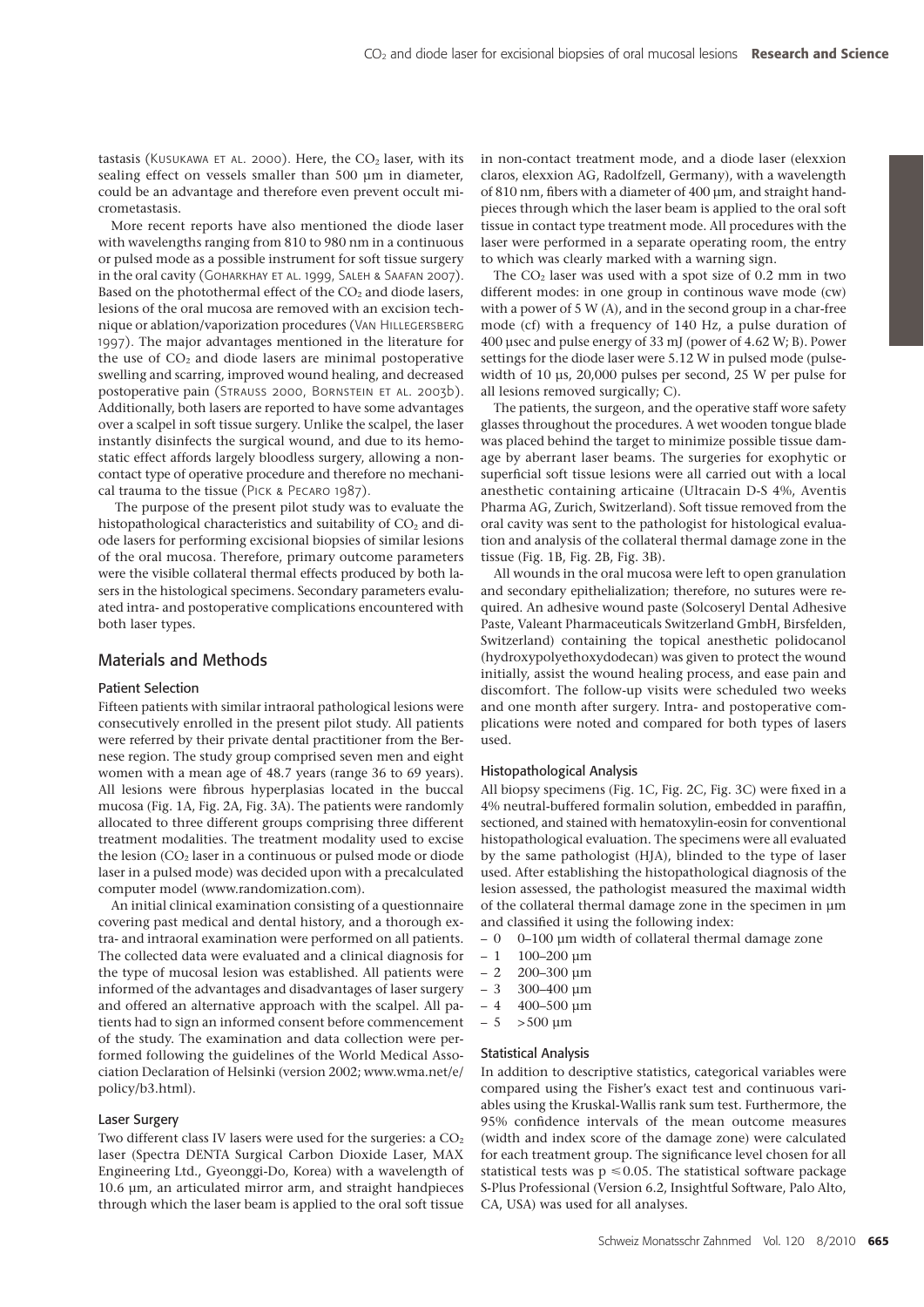tastasis (Kusukawa et al. 2000). Here, the $CO_2$ laser, with its sealing effect on vessels smaller than 500 µm in diameter, could be an advantage and therefore even prevent occult micrometastasis.

More recent reports have also mentioned the diode laser with wavelengths ranging from 810 to 980 nm in a continuous or pulsed mode as a possible instrument for soft tissue surgery in the oral cavity (Goharkhay et al. 1999, Saleh & Saafan 2007). Based on the photothermal effect of the $CO_2$ and diode lasers, lesions of the oral mucosa are removed with an excision technique or ablation/vaporization procedures (Van Hillegersberg 1997). The major advantages mentioned in the literature for the use of $CO_2$ and diode lasers are minimal postoperative swelling and scarring, improved wound healing, and decreased postoperative pain (Strauss 2000, Bornstein et al. 2003b). Additionally, both lasers are reported to have some advantages over a scalpel in soft tissue surgery. Unlike the scalpel, the laser instantly disinfects the surgical wound, and due to its hemostatic effect affords largely bloodless surgery, allowing a non-contact type of operative procedure and therefore no mechanical trauma to the tissue (Pick & Pecaro 1987).

The purpose of the present pilot study was to evaluate the histopathological characteristics and suitability of $CO_2$ and diode lasers for performing excisional biopsies of similar lesions of the oral mucosa. Therefore, primary outcome parameters were the visible collateral thermal effects produced by both lasers in the histological specimens. Secondary parameters evaluated intra- and postoperative complications encountered with both laser types.

## Materials and Methods

### Patient Selection

Fifteen patients with similar intraoral pathological lesions were consecutively enrolled in the present pilot study. All patients were referred by their private dental practitioner from the Bernese region. The study group comprised seven men and eight women with a mean age of 48.7 years (range 36 to 69 years). All lesions were fibrous hyperplasias located in the buccal mucosa (Fig. 1A, Fig. 2A, Fig. 3A). The patients were randomly allocated to three different groups comprising three different treatment modalities. The treatment modality used to excise the lesion ($CO_2$ laser in a continuous or pulsed mode or diode laser in a pulsed mode) was decided upon with a precalculated computer model (www.randomization.com).

An initial clinical examination consisting of a questionnaire covering past medical and dental history, and a thorough extra- and intraoral examination were performed on all patients. The collected data were evaluated and a clinical diagnosis for the type of mucosal lesion was established. All patients were informed of the advantages and disadvantages of laser surgery and offered an alternative approach with the scalpel. All patients had to sign an informed consent before commencement of the study. The examination and data collection were performed following the guidelines of the World Medical Association Declaration of Helsinki (version 2002; www.wma.net/e/policy/b3.html).

### Laser Surgery

Two different class IV lasers were used for the surgeries: a $CO_2$ laser (Spectra DENTA Surgical Carbon Dioxide Laser, MAX Engineering Ltd., Gyeonggi-Do, Korea) with a wavelength of 10.6 µm, an articulated mirror arm, and straight handpieces through which the laser beam is applied to the oral soft tissue in non-contact treatment mode, and a diode laser (elexxion claros, elexxion AG, Radolfzell, Germany), with a wavelength of 810 nm, fibers with a diameter of 400 µm, and straight handpieces through which the laser beam is applied to the oral soft tissue in contact type treatment mode. All procedures with the laser were performed in a separate operating room, the entry to which was clearly marked with a warning sign.

The $CO_2$ laser was used with a spot size of 0.2 mm in two different modes: in one group in continous wave mode (cw) with a power of 5 W (A), and in the second group in a char-free mode (cf) with a frequency of 140 Hz, a pulse duration of 400 µsec and pulse energy of 33 mJ (power of 4.62 W; B). Power settings for the diode laser were 5.12 W in pulsed mode (pulsewidth of 10 µs, 20,000 pulses per second, 25 W per pulse for all lesions removed surgically; C).

The patients, the surgeon, and the operative staff wore safety glasses throughout the procedures. A wet wooden tongue blade was placed behind the target to minimize possible tissue damage by aberrant laser beams. The surgeries for exophytic or superficial soft tissue lesions were all carried out with a local anesthetic containing articaine (Ultracain D-S 4%, Aventis Pharma AG, Zurich, Switzerland). Soft tissue removed from the oral cavity was sent to the pathologist for histological evaluation and analysis of the collateral thermal damage zone in the tissue (Fig. 1B, Fig. 2B, Fig. 3B).

All wounds in the oral mucosa were left to open granulation and secondary epithelialization; therefore, no sutures were required. An adhesive wound paste (Solcoseryl Dental Adhesive Paste, Valeant Pharmaceuticals Switzerland GmbH, Birsfelden, Switzerland) containing the topical anesthetic polidocanol (hydroxypolyethoxydodecan) was given to protect the wound initially, assist the wound healing process, and ease pain and discomfort. The follow-up visits were scheduled two weeks and one month after surgery. Intra- and postoperative complications were noted and compared for both types of lasers used.

### Histopathological Analysis

All biopsy specimens (Fig. 1C, Fig. 2C, Fig. 3C) were fixed in a 4% neutral-buffered formalin solution, embedded in paraffin, sectioned, and stained with hematoxylin-eosin for conventional histopathological evaluation. The specimens were all evaluated by the same pathologist (HJA), blinded to the type of laser used. After establishing the histopathological diagnosis of the lesion assessed, the pathologist measured the maximal width of the collateral thermal damage zone in the specimen in µm and classified it using the following index:

- 0 0–100 µm width of collateral thermal damage zone
- 1 100–200 µm
- 2 200–300 µm
- 3 300–400 µm
- 4 400–500 µm
- 5 >500 µm

### Statistical Analysis

In addition to descriptive statistics, categorical variables were compared using the Fisher's exact test and continuous variables using the Kruskal-Wallis rank sum test. Furthermore, the 95% confidence intervals of the mean outcome measures (width and index score of the damage zone) were calculated for each treatment group. The significance level chosen for all statistical tests was $p \leq 0.05$. The statistical software package S-Plus Professional (Version 6.2, Insightful Software, Palo Alto, CA, USA) was used for all analyses.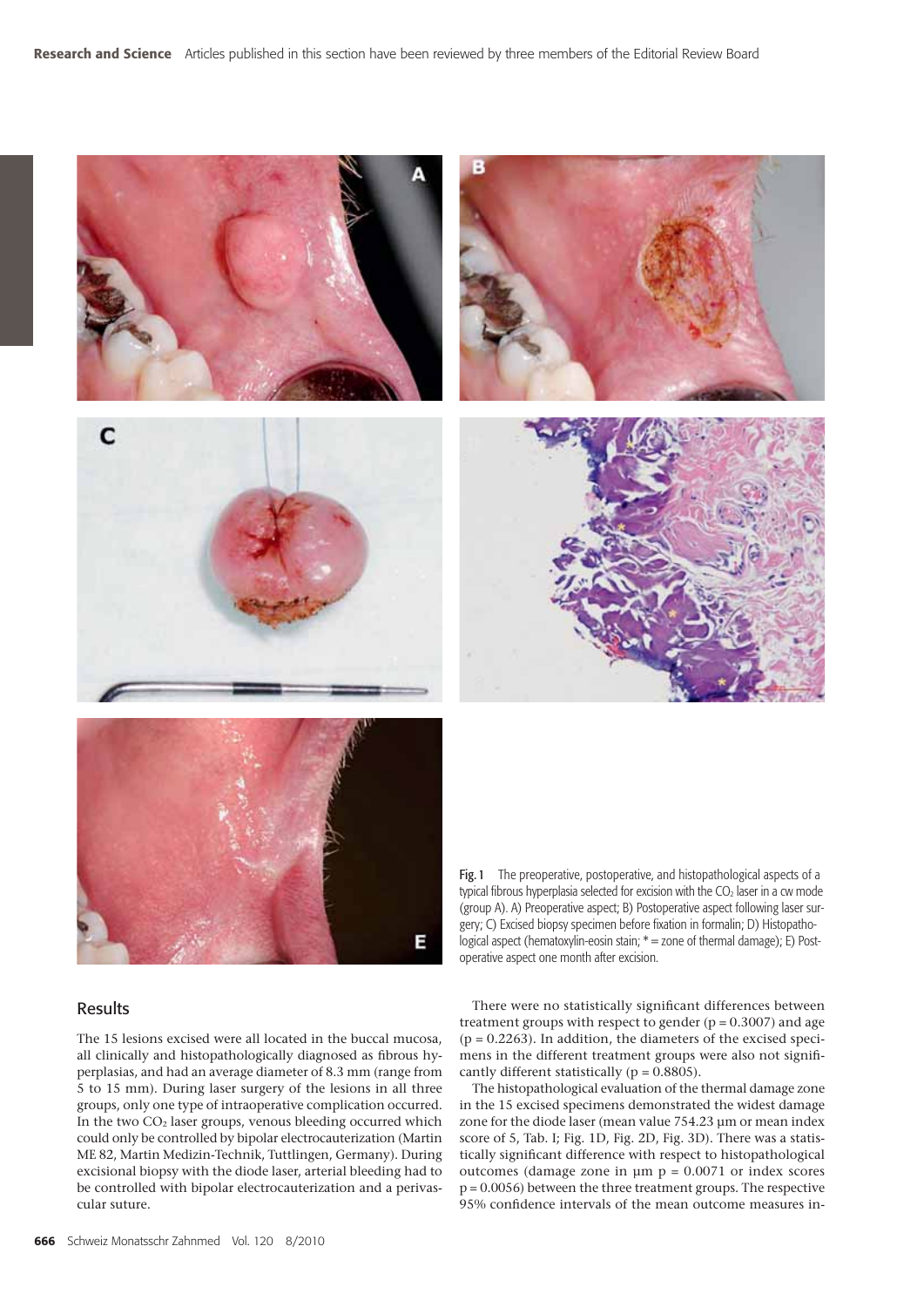Fig. 1 The preoperative, postoperative, and histopathological aspects of a typical fibrous hyperplasia selected for excision with the $CO_2$ laser in a cw mode (group A). A) Preoperative aspect; B) Postoperative aspect following laser surgery; C) Excised biopsy specimen before fixation in formalin; D) Histopathological aspect (hematoxylin-eosin stain; * = zone of thermal damage); E) Postoperative aspect one month after excision.

## Results

The 15 lesions excised were all located in the buccal mucosa, all clinically and histopathologically diagnosed as fibrous hyperplasias, and had an average diameter of 8.3 mm (range from 5 to 15 mm). During laser surgery of the lesions in all three groups, only one type of intraoperative complication occurred. In the two $CO_2$ laser groups, venous bleeding occurred which could only be controlled by bipolar electrocauterization (Martin ME 82, Martin Medizin-Technik, Tuttlingen, Germany). During excisional biopsy with the diode laser, arterial bleeding had to be controlled with bipolar electrocauterization and a perivascular suture.

There were no statistically significant differences between treatment groups with respect to gender ($p = 0.3007$) and age ($p = 0.2263$). In addition, the diameters of the excised specimens in the different treatment groups were also not significantly different statistically ($p = 0.8805$).

The histopathological evaluation of the thermal damage zone in the 15 excised specimens demonstrated the widest damage zone for the diode laser (mean value 754.23 µm or mean index score of 5, Tab. I; Fig. 1D, Fig. 2D, Fig. 3D). There was a statistically significant difference with respect to histopathological outcomes (damage zone in µm $p = 0.0071$ or index scores $p = 0.0056$) between the three treatment groups. The respective 95% confidence intervals of the mean outcome measures in-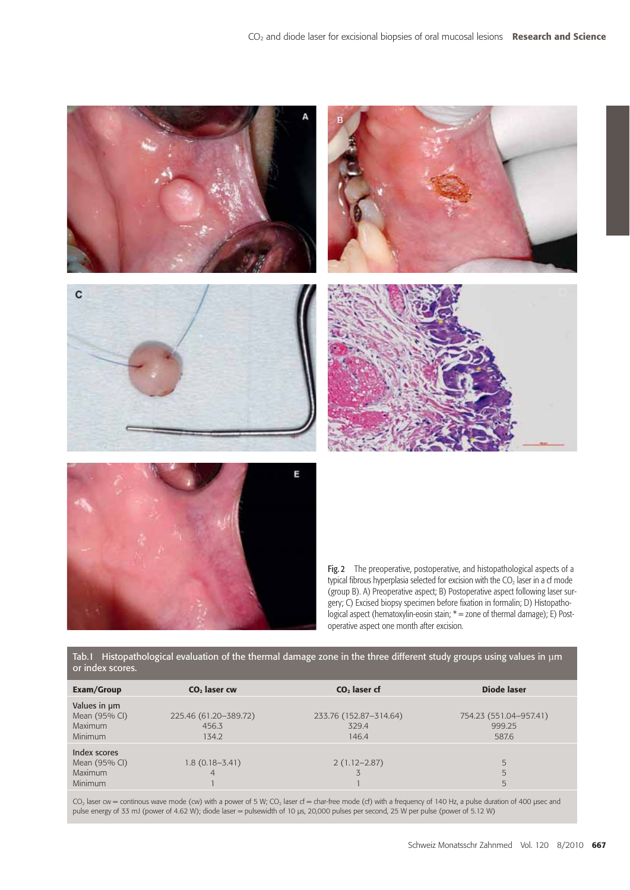**Fig. 2** The preoperative, postoperative, and histopathological aspects of a typical fibrous hyperplasia selected for excision with the $CO_2$ laser in a cf mode (group B). A) Preoperative aspect; B) Postoperative aspect following laser surgery; C) Excised biopsy specimen before fixation in formalin; D) Histopathological aspect (hematoxylin-eosin stain; * = zone of thermal damage); E) Postoperative aspect one month after excision.

**Tab. I** Histopathological evaluation of the thermal damage zone in the three different study groups using values in µm or index scores.

| Exam/Group | $CO_2$ laser cw | $CO_2$ laser cf | Diode laser |
|---|---|---|---|
| Values in µm | | | |
| Mean (95% CI) | 225.46 (61.20–389.72) | 233.76 (152.87–314.64) | 754.23 (551.04–957.41) |
| Maximum | 456.3 | 329.4 | 999.25 |
| Minimum | 134.2 | 146.4 | 587.6 |
| Index scores | | | |
| Mean (95% CI) | 1.8 (0.18–3.41) | 2 (1.12–2.87) | 5 |
| Maximum | 4 | 3 | 5 |
| Minimum | 1 | 1 | 5 |

$CO_2$ laser cw = continous wave mode (cw) with a power of 5 W; $CO_2$ laser cf = char-free mode (cf) with a frequency of 140 Hz, a pulse duration of 400 µsec and pulse energy of 33 mJ (power of 4.62 W); diode laser = pulsewidth of 10 µs, 20,000 pulses per second, 25 W per pulse (power of 5.12 W)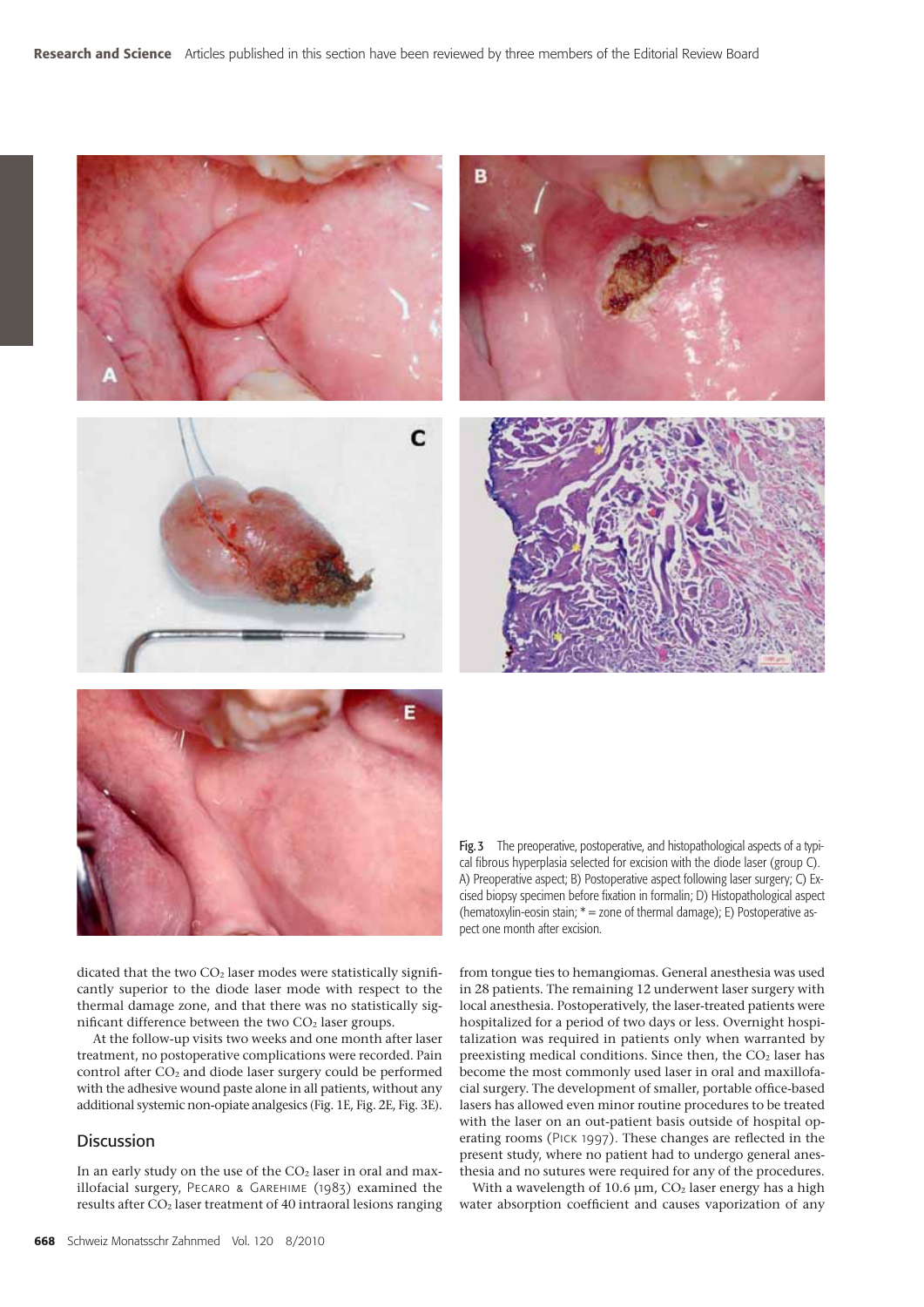Fig. 3 The preoperative, postoperative, and histopathological aspects of a typical fibrous hyperplasia selected for excision with the diode laser (group C). A) Preoperative aspect; B) Postoperative aspect following laser surgery; C) Excised biopsy specimen before fixation in formalin; D) Histopathological aspect (hematoxylin-eosin stain; * = zone of thermal damage); E) Postoperative aspect one month after excision.

dicated that the two $CO_2$ laser modes were statistically significantly superior to the diode laser mode with respect to the thermal damage zone, and that there was no statistically significant difference between the two $CO_2$ laser groups.

At the follow-up visits two weeks and one month after laser treatment, no postoperative complications were recorded. Pain control after $CO_2$ and diode laser surgery could be performed with the adhesive wound paste alone in all patients, without any additional systemic non-opiate analgesics (Fig. 1E, Fig. 2E, Fig. 3E).

## Discussion

In an early study on the use of the $CO_2$ laser in oral and maxillofacial surgery, Pecaro & Garehime (1983) examined the results after $CO_2$ laser treatment of 40 intraoral lesions ranging from tongue ties to hemangiomas. General anesthesia was used in 28 patients. The remaining 12 underwent laser surgery with local anesthesia. Postoperatively, the laser-treated patients were hospitalized for a period of two days or less. Overnight hospitalization was required in patients only when warranted by preexisting medical conditions. Since then, the $CO_2$ laser has become the most commonly used laser in oral and maxillofacial surgery. The development of smaller, portable office-based lasers has allowed even minor routine procedures to be treated with the laser on an out-patient basis outside of hospital operating rooms (Pick 1997). These changes are reflected in the present study, where no patient had to undergo general anesthesia and no sutures were required for any of the procedures.

With a wavelength of 10.6 µm, $CO_2$ laser energy has a high water absorption coefficient and causes vaporization of any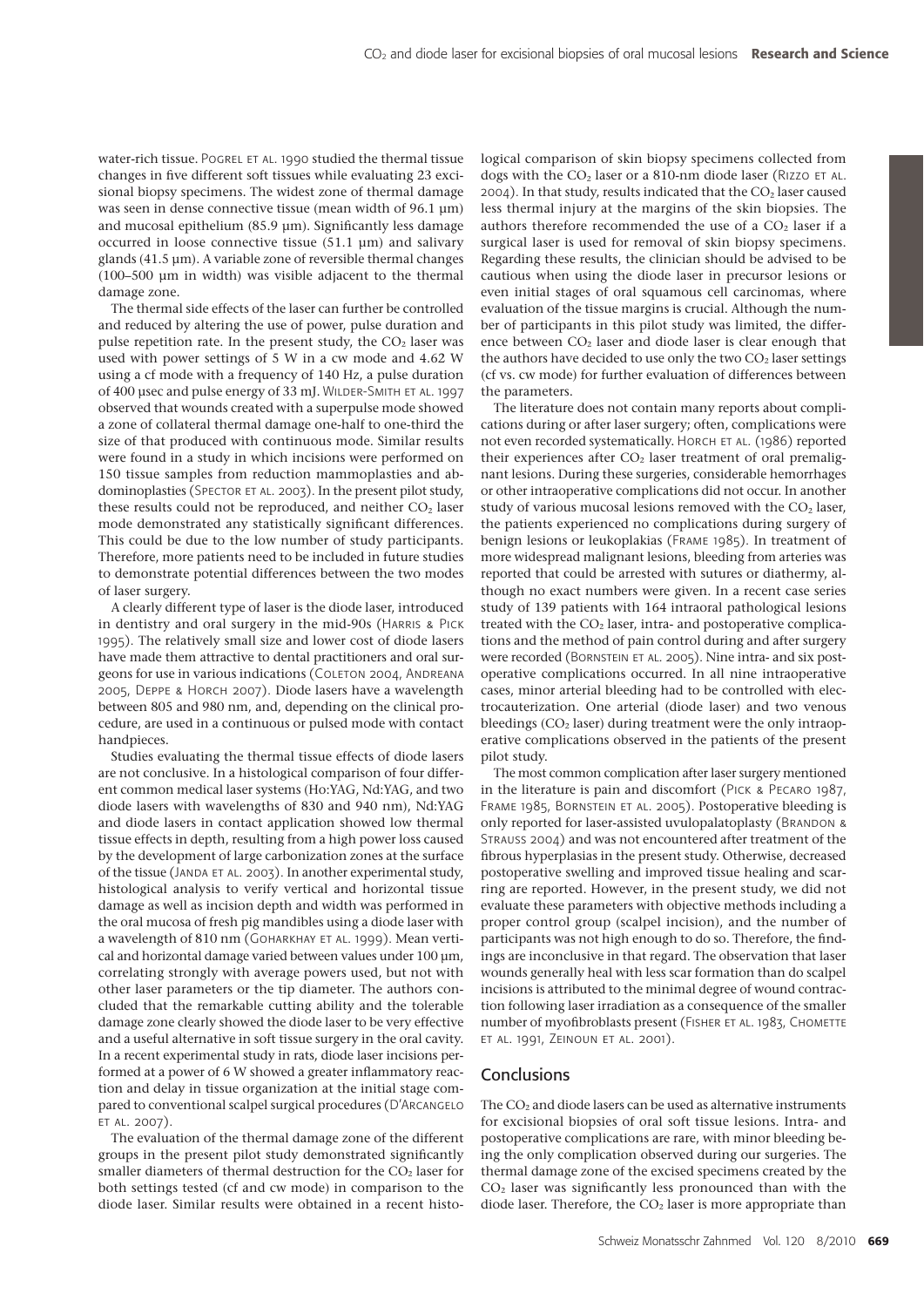water-rich tissue. Pogrel et al. 1990 studied the thermal tissue changes in five different soft tissues while evaluating 23 excisional biopsy specimens. The widest zone of thermal damage was seen in dense connective tissue (mean width of 96.1 µm) and mucosal epithelium (85.9 µm). Significantly less damage occurred in loose connective tissue (51.1 µm) and salivary glands (41.5 µm). A variable zone of reversible thermal changes (100–500 µm in width) was visible adjacent to the thermal damage zone.

The thermal side effects of the laser can further be controlled and reduced by altering the use of power, pulse duration and pulse repetition rate. In the present study, the $CO_2$ laser was used with power settings of 5 W in a cw mode and 4.62 W using a cf mode with a frequency of 140 Hz, a pulse duration of 400 µsec and pulse energy of 33 mJ. Wilder-Smith et al. 1997 observed that wounds created with a superpulse mode showed a zone of collateral thermal damage one-half to one-third the size of that produced with continuous mode. Similar results were found in a study in which incisions were performed on 150 tissue samples from reduction mammoplasties and abdominoplasties (Spector et al. 2003). In the present pilot study, these results could not be reproduced, and neither $CO_2$ laser mode demonstrated any statistically significant differences. This could be due to the low number of study participants. Therefore, more patients need to be included in future studies to demonstrate potential differences between the two modes of laser surgery.

A clearly different type of laser is the diode laser, introduced in dentistry and oral surgery in the mid-90s (Harris & Pick 1995). The relatively small size and lower cost of diode lasers have made them attractive to dental practitioners and oral surgeons for use in various indications (Coleton 2004, Andreana 2005, Deppe & Horch 2007). Diode lasers have a wavelength between 805 and 980 nm, and, depending on the clinical procedure, are used in a continuous or pulsed mode with contact handpieces.

Studies evaluating the thermal tissue effects of diode lasers are not conclusive. In a histological comparison of four different common medical laser systems (Ho:YAG, Nd:YAG, and two diode lasers with wavelengths of 830 and 940 nm), Nd:YAG and diode lasers in contact application showed low thermal tissue effects in depth, resulting from a high power loss caused by the development of large carbonization zones at the surface of the tissue (Janda et al. 2003). In another experimental study, histological analysis to verify vertical and horizontal tissue damage as well as incision depth and width was performed in the oral mucosa of fresh pig mandibles using a diode laser with a wavelength of 810 nm (Goharkhay et al. 1999). Mean vertical and horizontal damage varied between values under 100 µm, correlating strongly with average powers used, but not with other laser parameters or the tip diameter. The authors concluded that the remarkable cutting ability and the tolerable damage zone clearly showed the diode laser to be very effective and a useful alternative in soft tissue surgery in the oral cavity. In a recent experimental study in rats, diode laser incisions performed at a power of 6 W showed a greater inflammatory reaction and delay in tissue organization at the initial stage compared to conventional scalpel surgical procedures (D'Arcangelo et al. 2007).

The evaluation of the thermal damage zone of the different groups in the present pilot study demonstrated significantly smaller diameters of thermal destruction for the $CO_2$ laser for both settings tested (cf and cw mode) in comparison to the diode laser. Similar results were obtained in a recent histological comparison of skin biopsy specimens collected from dogs with the $CO_2$ laser or a 810-nm diode laser (Rizzo et al. 2004). In that study, results indicated that the $CO_2$ laser caused less thermal injury at the margins of the skin biopsies. The authors therefore recommended the use of a $CO_2$ laser if a surgical laser is used for removal of skin biopsy specimens. Regarding these results, the clinician should be advised to be cautious when using the diode laser in precursor lesions or even initial stages of oral squamous cell carcinomas, where evaluation of the tissue margins is crucial. Although the number of participants in this pilot study was limited, the difference between $CO_2$ laser and diode laser is clear enough that the authors have decided to use only the two $CO_2$ laser settings (cf vs. cw mode) for further evaluation of differences between the parameters.

The literature does not contain many reports about complications during or after laser surgery; often, complications were not even recorded systematically. Horch et al. (1986) reported their experiences after $CO_2$ laser treatment of oral premalignant lesions. During these surgeries, considerable hemorrhages or other intraoperative complications did not occur. In another study of various mucosal lesions removed with the $CO_2$ laser, the patients experienced no complications during surgery of benign lesions or leukoplakias (Frame 1985). In treatment of more widespread malignant lesions, bleeding from arteries was reported that could be arrested with sutures or diathermy, although no exact numbers were given. In a recent case series study of 139 patients with 164 intraoral pathological lesions treated with the $CO_2$ laser, intra- and postoperative complications and the method of pain control during and after surgery were recorded (Bornstein et al. 2005). Nine intra- and six postoperative complications occurred. In all nine intraoperative cases, minor arterial bleeding had to be controlled with electrocauterization. One arterial (diode laser) and two venous bleedings ($CO_2$ laser) during treatment were the only intraoperative complications observed in the patients of the present pilot study.

The most common complication after laser surgery mentioned in the literature is pain and discomfort (Pick & Pecaro 1987, Frame 1985, Bornstein et al. 2005). Postoperative bleeding is only reported for laser-assisted uvulopalatoplasty (Brandon & Strauss 2004) and was not encountered after treatment of the fibrous hyperplasias in the present study. Otherwise, decreased postoperative swelling and improved tissue healing and scarring are reported. However, in the present study, we did not evaluate these parameters with objective methods including a proper control group (scalpel incision), and the number of participants was not high enough to do so. Therefore, the findings are inconclusive in that regard. The observation that laser wounds generally heal with less scar formation than do scalpel incisions is attributed to the minimal degree of wound contraction following laser irradiation as a consequence of the smaller number of myofibroblasts present (Fisher et al. 1983, Chomette et al. 1991, Zeinoun et al. 2001).

## Conclusions

The $CO_2$ and diode lasers can be used as alternative instruments for excisional biopsies of oral soft tissue lesions. Intra- and postoperative complications are rare, with minor bleeding being the only complication observed during our surgeries. The thermal damage zone of the excised specimens created by the $CO_2$ laser was significantly less pronounced than with the diode laser. Therefore, the $CO_2$ laser is more appropriate than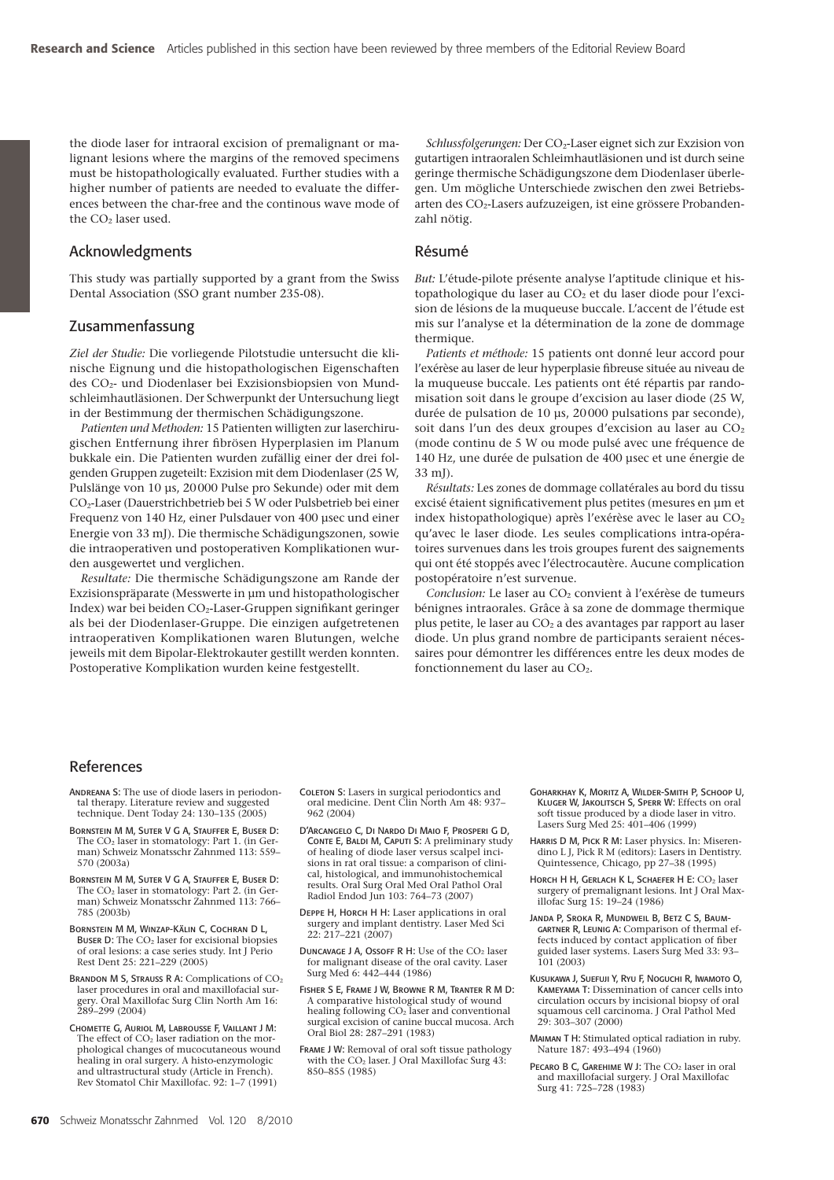the diode laser for intraoral excision of premalignant or malignant lesions where the margins of the removed specimens must be histopathologically evaluated. Further studies with a higher number of patients are needed to evaluate the differences between the char-free and the continous wave mode of the $CO_2$ laser used.

## Acknowledgments

This study was partially supported by a grant from the Swiss Dental Association (SSO grant number 235-08).

## Zusammenfassung

*Ziel der Studie:* Die vorliegende Pilotstudie untersucht die klinische Eignung und die histopathologischen Eigenschaften des $CO_2$- und Diodenlaser bei Exzisionsbiopsien von Mundschleimhautläsionen. Der Schwerpunkt der Untersuchung liegt in der Bestimmung der thermischen Schädigungszone.

*Patienten und Methoden:* 15 Patienten willigten zur laserchirugischen Entfernung ihrer fibrösen Hyperplasien im Planum bukkale ein. Die Patienten wurden zufällig einer der drei folgenden Gruppen zugeteilt: Exzision mit dem Diodenlaser (25 W, Pulslänge von 10 µs, 20 000 Pulse pro Sekunde) oder mit dem $CO_2$-Laser (Dauerstrichbetrieb bei 5 W oder Pulsbetrieb bei einer Frequenz von 140 Hz, einer Pulsdauer von 400 µsec und einer Energie von 33 mJ). Die thermische Schädigungszonen, sowie die intraoperativen und postoperativen Komplikationen wurden ausgewertet und verglichen.

*Resultate:* Die thermische Schädigungszone am Rande der Exzisionspräparate (Messwerte in µm und histopathologischer Index) war bei beiden $CO_2$-Laser-Gruppen signifikant geringer als bei der Diodenlaser-Gruppe. Die einzigen aufgetretenen intraoperativen Komplikationen waren Blutungen, welche jeweils mit dem Bipolar-Elektrokauter gestillt werden konnten. Postoperative Komplikation wurden keine festgestellt.

*Schlussfolgerungen:* Der $CO_2$-Laser eignet sich zur Exzision von gutartigen intraoralen Schleimhautläsionen und ist durch seine geringe thermische Schädigungszone dem Diodenlaser überlegen. Um mögliche Unterschiede zwischen den zwei Betriebsarten des $CO_2$-Lasers aufzuzeigen, ist eine grössere Probandenzahl nötig.

## Résumé

*But:* L'étude-pilote présente analyse l'aptitude clinique et histopathologique du laser au $CO_2$ et du laser diode pour l'excision de lésions de la muqueuse buccale. L'accent de l'étude est mis sur l'analyse et la détermination de la zone de dommage thermique.

*Patients et méthode:* 15 patients ont donné leur accord pour l'exérèse au laser de leur hyperplasie fibreuse située au niveau de la muqueuse buccale. Les patients ont été répartis par randomisation soit dans le groupe d'excision au laser diode (25 W, durée de pulsation de 10 µs, 20 000 pulsations par seconde), soit dans l'un des deux groupes d'excision au laser au $CO_2$ (mode continu de 5 W ou mode pulsé avec une fréquence de 140 Hz, une durée de pulsation de 400 µsec et une énergie de 33 mJ).

*Résultats:* Les zones de dommage collatérales au bord du tissu excisé étaient significativement plus petites (mesures en µm et index histopathologique) après l'exérèse avec le laser au $CO_2$ qu'avec le laser diode. Les seules complications intra-opératoires survenues dans les trois groupes furent des saignements qui ont été stoppés avec l'électrocautère. Aucune complication postopératoire n'est survenue.

*Conclusion:* Le laser au $CO_2$ convient à l'exérèse de tumeurs bénignes intraorales. Grâce à sa zone de dommage thermique plus petite, le laser au $CO_2$ a des avantages par rapport au laser diode. Un plus grand nombre de participants seraient nécessaires pour démontrer les différences entre les deux modes de fonctionnement du laser au $CO_2$.

## References

Andreana S: The use of diode lasers in periodontal therapy. Literature review and suggested technique. Dent Today 24: 130–135 (2005)

Bornstein M M, Suter V G A, Stauffer E, Buser D: The $CO_2$ laser in stomatology: Part 1. (in German) Schweiz Monatsschr Zahnmed 113: 559–570 (2003a)

Bornstein M M, Suter V G A, Stauffer E, Buser D: The $CO_2$ laser in stomatology: Part 2. (in German) Schweiz Monatsschr Zahnmed 113: 766–785 (2003b)

Bornstein M M, Winzap-Kälin C, Cochran D L, Buser D: The $CO_2$ laser for excisional biopsies of oral lesions: a case series study. Int J Perio Rest Dent 25: 221–229 (2005)

Brandon M S, Strauss R A: Complications of $CO_2$ laser procedures in oral and maxillofacial surgery. Oral Maxillofac Surg Clin North Am 16: 289–299 (2004)

Chomette G, Auriol M, Labrousse F, Vaillant J M: The effect of $CO_2$ laser radiation on the morphological changes of mucocutaneous wound healing in oral surgery. A histo-enzymologic and ultrastructural study (Article in French). Rev Stomatol Chir Maxillofac. 92: 1–7 (1991)

Coleton S: Lasers in surgical periodontics and oral medicine. Dent Clin North Am 48: 937–962 (2004)

D'Arcangelo C, Di Nardo Di Maio F, Prosperi G D, Conte E, Baldi M, Caputi S: A preliminary study of healing of diode laser versus scalpel incisions in rat oral tissue: a comparison of clinical, histological, and immunohistochemical results. Oral Surg Oral Med Oral Pathol Oral Radiol Endod Jun 103: 764–73 (2007)

Deppe H, Horch H H: Laser applications in oral surgery and implant dentistry. Laser Med Sci 22: 217–221 (2007)

Duncavage J A, Ossoff R H: Use of the $CO_2$ laser for malignant disease of the oral cavity. Laser Surg Med 6: 442–444 (1986)

Fisher S E, Frame J W, Browne R M, Tranter R M D: A comparative histological study of wound healing following $CO_2$ laser and conventional surgical excision of canine buccal mucosa. Arch Oral Biol 28: 287–291 (1983)

Frame J W: Removal of oral soft tissue pathology with the $CO_2$ laser. J Oral Maxillofac Surg 43: 850–855 (1985)

Goharkhay K, Moritz A, Wilder-Smith P, Schoop U, Kluger W, Jakolitsch S, Sperr W: Effects on oral soft tissue produced by a diode laser in vitro. Lasers Surg Med 25: 401–406 (1999)

Harris D M, Pick R M: Laser physics. In: Miserendino L J, Pick R M (editors): Lasers in Dentistry. Quintessence, Chicago, pp 27–38 (1995)

Horch H H, Gerlach K L, Schaefer H E: $CO_2$ laser surgery of premalignant lesions. Int J Oral Maxillofac Surg 15: 19–24 (1986)

Janda P, Sroka R, Mundweil B, Betz C S, Baumgartner R, Leunig A: Comparison of thermal effects induced by contact application of fiber guided laser systems. Lasers Surg Med 33: 93–101 (2003)

Kusukawa J, Suefuji Y, Ryu F, Noguchi R, Iwamoto O, Kameyama T: Dissemination of cancer cells into circulation occurs by incisional biopsy of oral squamous cell carcinoma. J Oral Pathol Med 29: 303–307 (2000)

Maiman T H: Stimulated optical radiation in ruby. Nature 187: 493–494 (1960)

Pecaro B C, Garehime W J: The $CO_2$ laser in oral and maxillofacial surgery. J Oral Maxillofac Surg 41: 725–728 (1983)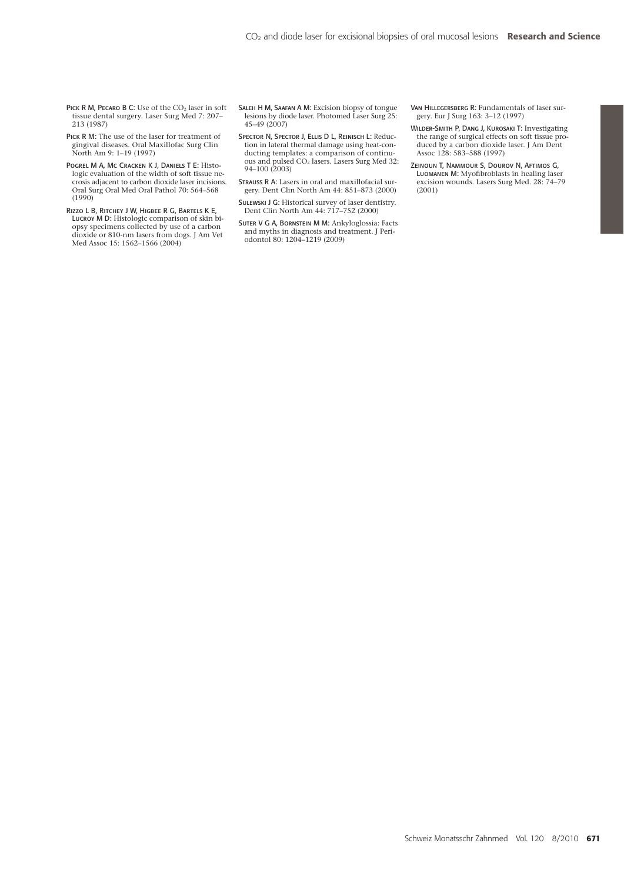Pick R M, Pecaro B C: Use of the $CO_2$ laser in soft tissue dental surgery. Laser Surg Med 7: 207–213 (1987)

Pick R M: The use of the laser for treatment of gingival diseases. Oral Maxillofac Surg Clin North Am 9: 1–19 (1997)

Pogrel M A, Mc Cracken K J, Daniels T E: Histologic evaluation of the width of soft tissue necrosis adjacent to carbon dioxide laser incisions. Oral Surg Oral Med Oral Pathol 70: 564–568 (1990)

Rizzo L B, Ritchey J W, Higbee R G, Bartels K E, Lucroy M D: Histologic comparison of skin biopsy specimens collected by use of a carbon dioxide or 810-nm lasers from dogs. J Am Vet Med Assoc 15: 1562–1566 (2004)

Saleh H M, Saafan A M: Excision biopsy of tongue lesions by diode laser. Photomed Laser Surg 25: 45–49 (2007)

Spector N, Spector J, Ellis D L, Reinisch L: Reduction in lateral thermal damage using heat-conducting templates: a comparison of continuous and pulsed $CO_2$ lasers. Lasers Surg Med 32: 94–100 (2003)

Strauss R A: Lasers in oral and maxillofacial surgery. Dent Clin North Am 44: 851–873 (2000)

Sulewski J G: Historical survey of laser dentistry. Dent Clin North Am 44: 717–752 (2000)

Suter V G A, Bornstein M M: Ankyloglossia: Facts and myths in diagnosis and treatment. J Periodontol 80: 1204–1219 (2009)

Van Hillegersberg R: Fundamentals of laser surgery. Eur J Surg 163: 3–12 (1997)

Wilder-Smith P, Dang J, Kurosaki T: Investigating the range of surgical effects on soft tissue produced by a carbon dioxide laser. J Am Dent Assoc 128: 583–588 (1997)

Zeinoun T, Nammour S, Dourov N, Aftimos G, Luomanen M: Myofibroblasts in healing laser excision wounds. Lasers Surg Med. 28: 74–79 (2001)